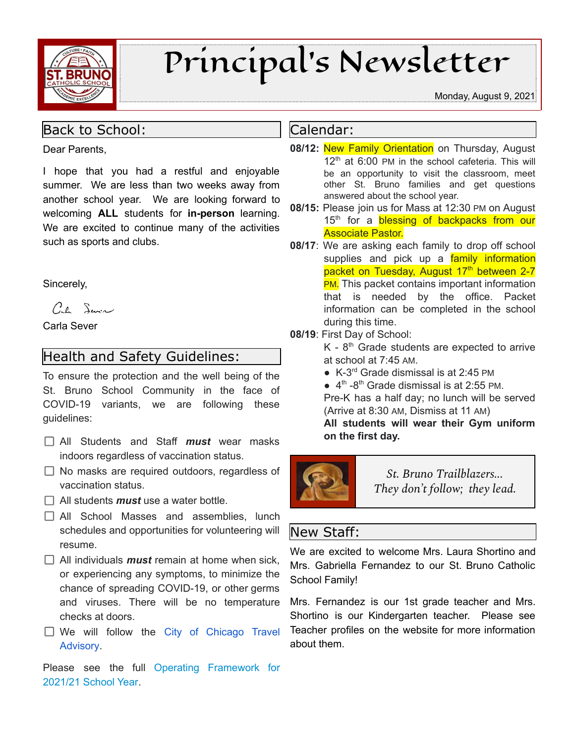# Principal's Newsletter

Monday, August 9, 2021

## Back to School:

Dear Parents,

I hope that you had a restful and enjoyable summer. We are less than two weeks away from another school year. We are looking forward to welcoming **ALL** students for **in-person** learning. We are excited to continue many of the activities such as sports and clubs.

Sincerely,

Carla Sever

## Health and Safety Guidelines:

To ensure the protection and the well being of the St. Bruno School Community in the face of COVID-19 variants, we are following these guidelines:

- [ ] All Students and Staff ***must*** wear masks indoors regardless of vaccination status.
- [ ] No masks are required outdoors, regardless of vaccination status.
- [ ] All students ***must*** use a water bottle.
- [ ] All School Masses and assemblies, lunch schedules and opportunities for volunteering will resume.
- [ ] All individuals ***must*** remain at home when sick, or experiencing any symptoms, to minimize the chance of spreading COVID-19, or other germs and viruses. There will be no temperature checks at doors.
- [ ] We will follow the City of Chicago Travel Advisory.

Please see the full Operating Framework for 2021/21 School Year.

## Calendar:

**08/12:** New Family Orientation on Thursday, August 12th at 6:00 PM in the school cafeteria. This will be an opportunity to visit the classroom, meet other St. Bruno families and get questions answered about the school year.

**08/15:** Please join us for Mass at 12:30 PM on August 15th for a blessing of backpacks from our Associate Pastor.

**08/17**: We are asking each family to drop off school supplies and pick up a family information packet on Tuesday, August 17th between 2-7 PM. This packet contains important information that is needed by the office. Packet information can be completed in the school during this time.

**08/19**: First Day of School:

K - 8th Grade students are expected to arrive at school at 7:45 AM.

- K-3rd Grade dismissal is at 2:45 PM
- 4th -8th Grade dismissal is at 2:55 PM.

Pre-K has a half day; no lunch will be served (Arrive at 8:30 AM, Dismiss at 11 AM)

**All students will wear their Gym uniform on the first day.**

*St. Bruno Trailblazers...*
*They don't follow; they lead.*

## New Staff:

We are excited to welcome Mrs. Laura Shortino and Mrs. Gabriella Fernandez to our St. Bruno Catholic School Family!

Mrs. Fernandez is our 1st grade teacher and Mrs. Shortino is our Kindergarten teacher. Please see Teacher profiles on the website for more information about them.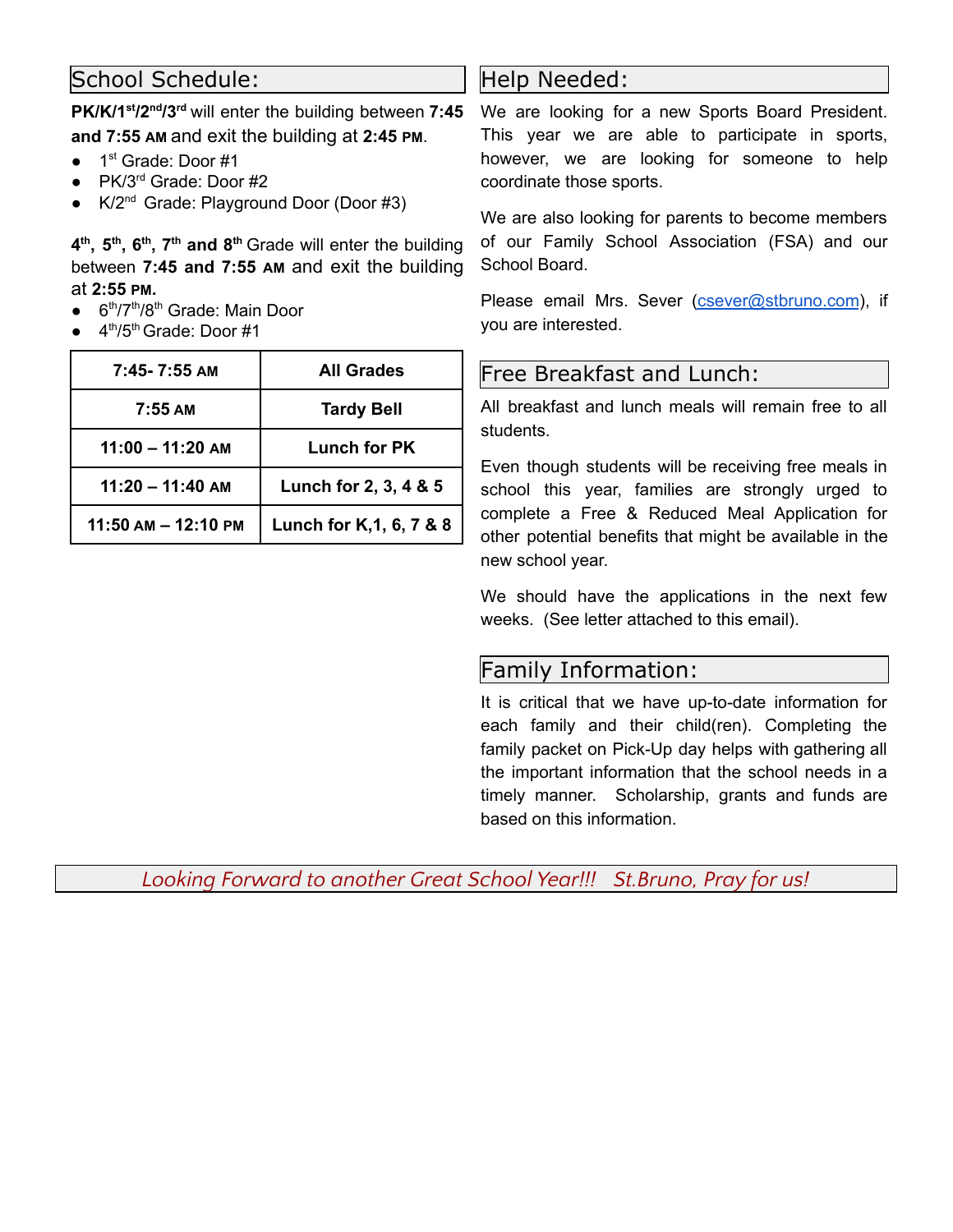## School Schedule:

**PK/K/1st/2nd/3rd** will enter the building between **7:45 and 7:55 AM** and exit the building at **2:45 PM**.

- 1st Grade: Door #1
- PK/3rd Grade: Door #2
- K/2nd Grade: Playground Door (Door #3)

**4th, 5th, 6th, 7th and 8th** Grade will enter the building between **7:45 and 7:55 AM** and exit the building at **2:55 PM.**

- 6th/7th/8th Grade: Main Door
- 4th/5th Grade: Door #1

| | |
|---|---|
| **7:45- 7:55 AM** | **All Grades** |
| **7:55 AM** | **Tardy Bell** |
| **11:00 – 11:20 AM** | **Lunch for PK** |
| **11:20 – 11:40 AM** | **Lunch for 2, 3, 4 & 5** |
| **11:50 AM – 12:10 PM** | **Lunch for K,1, 6, 7 & 8** |

## Help Needed:

We are looking for a new Sports Board President. This year we are able to participate in sports, however, we are looking for someone to help coordinate those sports.

We are also looking for parents to become members of our Family School Association (FSA) and our School Board.

Please email Mrs. Sever (csever@stbruno.com), if you are interested.

## Free Breakfast and Lunch:

All breakfast and lunch meals will remain free to all students.

Even though students will be receiving free meals in school this year, families are strongly urged to complete a Free & Reduced Meal Application for other potential benefits that might be available in the new school year.

We should have the applications in the next few weeks. (See letter attached to this email).

## Family Information:

It is critical that we have up-to-date information for each family and their child(ren). Completing the family packet on Pick-Up day helps with gathering all the important information that the school needs in a timely manner. Scholarship, grants and funds are based on this information.

*Looking Forward to another Great School Year!!! St.Bruno, Pray for us!*